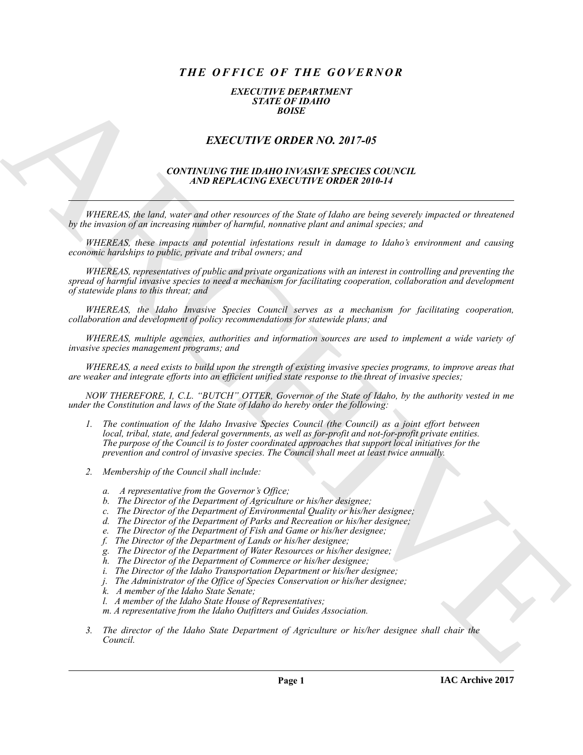# *THE OFFICE OF THE GOVERNOR*

***EXECUTIVE DEPARTMENT***
***STATE OF IDAHO***
***BOISE***

## *EXECUTIVE ORDER NO. 2017-05*

### *CONTINUING THE IDAHO INVASIVE SPECIES COUNCIL AND REPLACING EXECUTIVE ORDER 2010-14*

---

*WHEREAS, the land, water and other resources of the State of Idaho are being severely impacted or threatened by the invasion of an increasing number of harmful, nonnative plant and animal species; and*

*WHEREAS, these impacts and potential infestations result in damage to Idaho's environment and causing economic hardships to public, private and tribal owners; and*

*WHEREAS, representatives of public and private organizations with an interest in controlling and preventing the spread of harmful invasive species to need a mechanism for facilitating cooperation, collaboration and development of statewide plans to this threat; and*

*WHEREAS, the Idaho Invasive Species Council serves as a mechanism for facilitating cooperation, collaboration and development of policy recommendations for statewide plans; and*

*WHEREAS, multiple agencies, authorities and information sources are used to implement a wide variety of invasive species management programs; and*

*WHEREAS, a need exists to build upon the strength of existing invasive species programs, to improve areas that are weaker and integrate efforts into an efficient unified state response to the threat of invasive species;*

*NOW THEREFORE, I, C.L. "BUTCH" OTTER, Governor of the State of Idaho, by the authority vested in me under the Constitution and laws of the State of Idaho do hereby order the following:*

1. *The continuation of the Idaho Invasive Species Council (the Council) as a joint effort between local, tribal, state, and federal governments, as well as for-profit and not-for-profit private entities. The purpose of the Council is to foster coordinated approaches that support local initiatives for the prevention and control of invasive species. The Council shall meet at least twice annually.*

2. *Membership of the Council shall include:*

   a. *A representative from the Governor's Office;*
   b. *The Director of the Department of Agriculture or his/her designee;*
   c. *The Director of the Department of Environmental Quality or his/her designee;*
   d. *The Director of the Department of Parks and Recreation or his/her designee;*
   e. *The Director of the Department of Fish and Game or his/her designee;*
   f. *The Director of the Department of Lands or his/her designee;*
   g. *The Director of the Department of Water Resources or his/her designee;*
   h. *The Director of the Department of Commerce or his/her designee;*
   i. *The Director of the Idaho Transportation Department or his/her designee;*
   j. *The Administrator of the Office of Species Conservation or his/her designee;*
   k. *A member of the Idaho State Senate;*
   l. *A member of the Idaho State House of Representatives;*
   m. *A representative from the Idaho Outfitters and Guides Association.*

3. *The director of the Idaho State Department of Agriculture or his/her designee shall chair the Council.*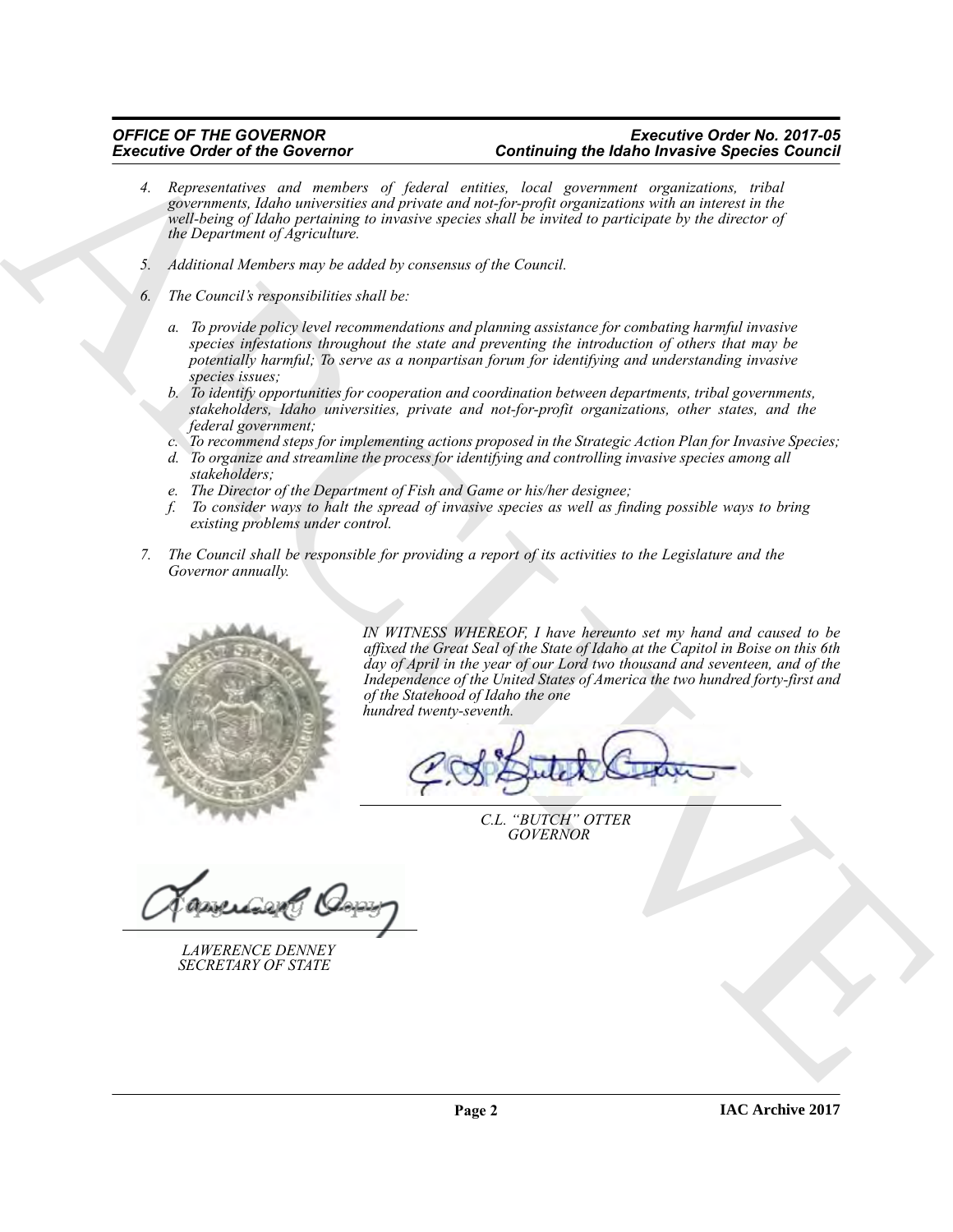4. *Representatives and members of federal entities, local government organizations, tribal governments, Idaho universities and private and not-for-profit organizations with an interest in the well-being of Idaho pertaining to invasive species shall be invited to participate by the director of the Department of Agriculture.*

5. *Additional Members may be added by consensus of the Council.*

6. *The Council's responsibilities shall be:*

   a. *To provide policy level recommendations and planning assistance for combating harmful invasive species infestations throughout the state and preventing the introduction of others that may be potentially harmful; To serve as a nonpartisan forum for identifying and understanding invasive species issues;*
   b. *To identify opportunities for cooperation and coordination between departments, tribal governments, stakeholders, Idaho universities, private and not-for-profit organizations, other states, and the federal government;*
   c. *To recommend steps for implementing actions proposed in the Strategic Action Plan for Invasive Species;*
   d. *To organize and streamline the process for identifying and controlling invasive species among all stakeholders;*
   e. *The Director of the Department of Fish and Game or his/her designee;*
   f. *To consider ways to halt the spread of invasive species as well as finding possible ways to bring existing problems under control.*

7. *The Council shall be responsible for providing a report of its activities to the Legislature and the Governor annually.*

*IN WITNESS WHEREOF, I have hereunto set my hand and caused to be affixed the Great Seal of the State of Idaho at the Capitol in Boise on this 6th day of April in the year of our Lord two thousand and seventeen, and of the Independence of the United States of America the two hundred forty-first and of the Statehood of Idaho the one hundred twenty-seventh.*

*C.L. "BUTCH" OTTER*
*GOVERNOR*

*LAWERENCE DENNEY*
*SECRETARY OF STATE*